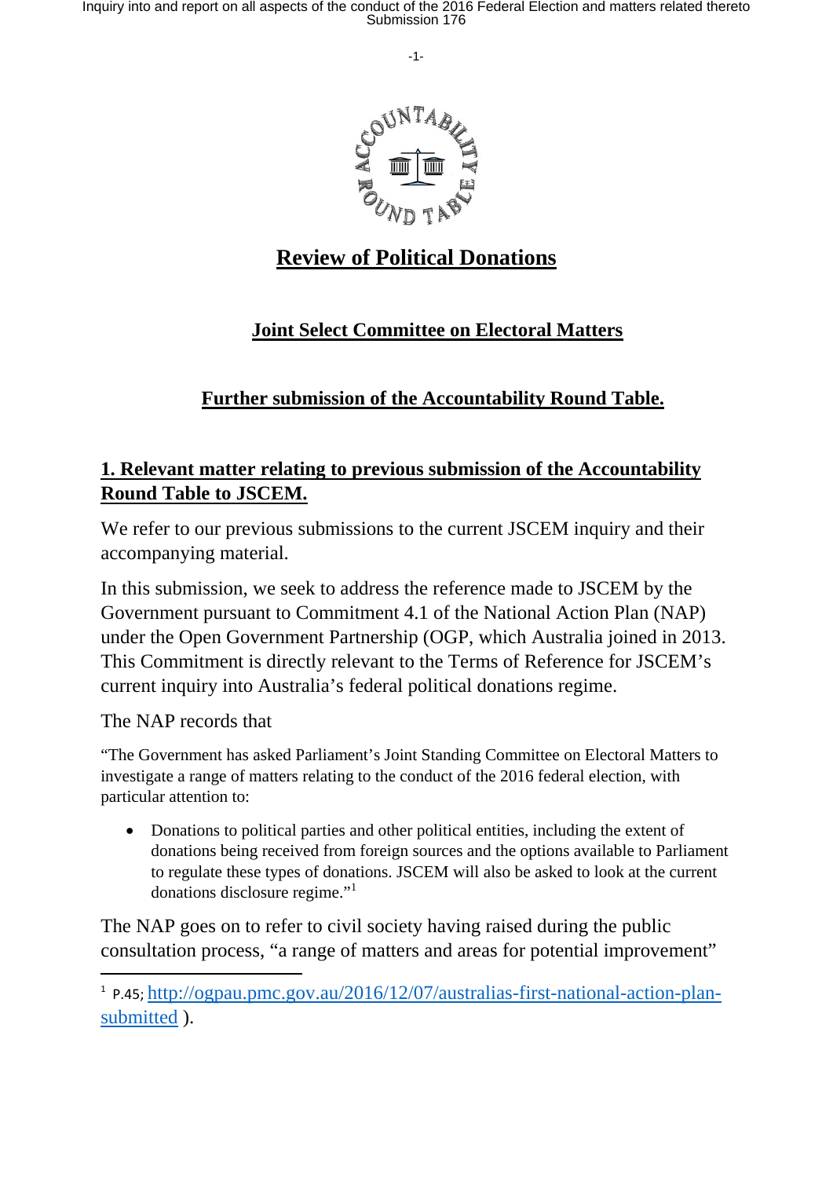# Review of Political Donations

## Joint Select Committee on Electoral Matters

## Further submission of the Accountability Round Table.

### 1. Relevant matter relating to previous submission of the Accountability Round Table to JSCEM.

We refer to our previous submissions to the current JSCEM inquiry and their accompanying material.

In this submission, we seek to address the reference made to JSCEM by the Government pursuant to Commitment 4.1 of the National Action Plan (NAP) under the Open Government Partnership (OGP, which Australia joined in 2013. This Commitment is directly relevant to the Terms of Reference for JSCEM's current inquiry into Australia's federal political donations regime.

The NAP records that

"The Government has asked Parliament's Joint Standing Committee on Electoral Matters to investigate a range of matters relating to the conduct of the 2016 federal election, with particular attention to:

- Donations to political parties and other political entities, including the extent of donations being received from foreign sources and the options available to Parliament to regulate these types of donations. JSCEM will also be asked to look at the current donations disclosure regime."[1]

The NAP goes on to refer to civil society having raised during the public consultation process, "a range of matters and areas for potential improvement"

---

[1] P.45; http://ogpau.pmc.gov.au/2016/12/07/australias-first-national-action-plan-submitted ).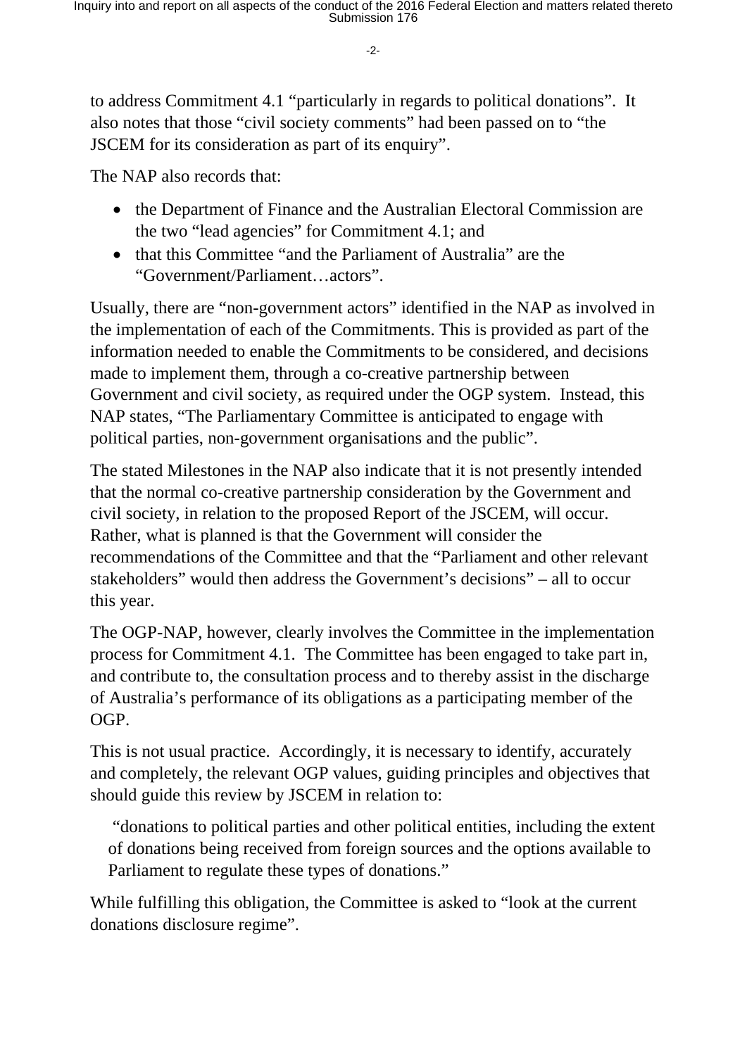to address Commitment 4.1 "particularly in regards to political donations". It also notes that those "civil society comments" had been passed on to "the JSCEM for its consideration as part of its enquiry".

The NAP also records that:

- the Department of Finance and the Australian Electoral Commission are the two "lead agencies" for Commitment 4.1; and
- that this Committee "and the Parliament of Australia" are the "Government/Parliament…actors".

Usually, there are "non-government actors" identified in the NAP as involved in the implementation of each of the Commitments. This is provided as part of the information needed to enable the Commitments to be considered, and decisions made to implement them, through a co-creative partnership between Government and civil society, as required under the OGP system. Instead, this NAP states, "The Parliamentary Committee is anticipated to engage with political parties, non-government organisations and the public".

The stated Milestones in the NAP also indicate that it is not presently intended that the normal co-creative partnership consideration by the Government and civil society, in relation to the proposed Report of the JSCEM, will occur. Rather, what is planned is that the Government will consider the recommendations of the Committee and that the "Parliament and other relevant stakeholders" would then address the Government's decisions" – all to occur this year.

The OGP-NAP, however, clearly involves the Committee in the implementation process for Commitment 4.1. The Committee has been engaged to take part in, and contribute to, the consultation process and to thereby assist in the discharge of Australia's performance of its obligations as a participating member of the OGP.

This is not usual practice. Accordingly, it is necessary to identify, accurately and completely, the relevant OGP values, guiding principles and objectives that should guide this review by JSCEM in relation to:

> "donations to political parties and other political entities, including the extent of donations being received from foreign sources and the options available to Parliament to regulate these types of donations."

While fulfilling this obligation, the Committee is asked to "look at the current donations disclosure regime".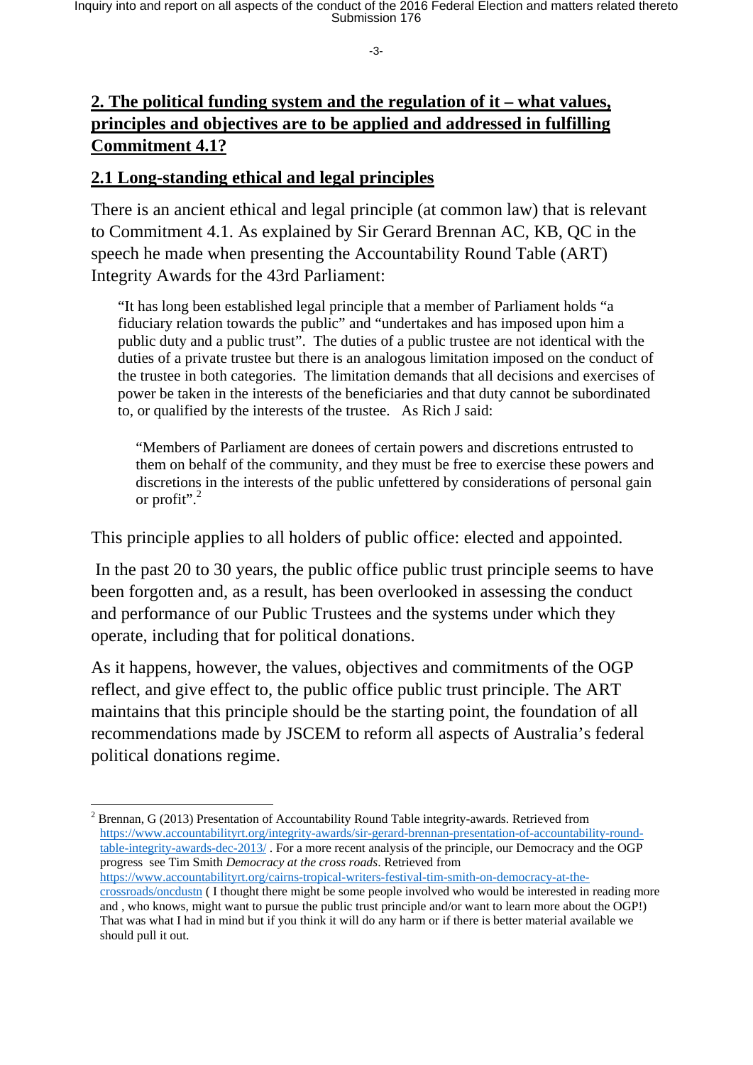## 2. The political funding system and the regulation of it – what values, principles and objectives are to be applied and addressed in fulfilling Commitment 4.1?

### 2.1 Long-standing ethical and legal principles

There is an ancient ethical and legal principle (at common law) that is relevant to Commitment 4.1. As explained by Sir Gerard Brennan AC, KB, QC in the speech he made when presenting the Accountability Round Table (ART) Integrity Awards for the 43rd Parliament:

> "It has long been established legal principle that a member of Parliament holds "a fiduciary relation towards the public" and "undertakes and has imposed upon him a public duty and a public trust". The duties of a public trustee are not identical with the duties of a private trustee but there is an analogous limitation imposed on the conduct of the trustee in both categories. The limitation demands that all decisions and exercises of power be taken in the interests of the beneficiaries and that duty cannot be subordinated to, or qualified by the interests of the trustee. As Rich J said:
>
> > "Members of Parliament are donees of certain powers and discretions entrusted to them on behalf of the community, and they must be free to exercise these powers and discretions in the interests of the public unfettered by considerations of personal gain or profit".[2]

This principle applies to all holders of public office: elected and appointed.

In the past 20 to 30 years, the public office public trust principle seems to have been forgotten and, as a result, has been overlooked in assessing the conduct and performance of our Public Trustees and the systems under which they operate, including that for political donations.

As it happens, however, the values, objectives and commitments of the OGP reflect, and give effect to, the public office public trust principle. The ART maintains that this principle should be the starting point, the foundation of all recommendations made by JSCEM to reform all aspects of Australia's federal political donations regime.

---

[2] Brennan, G (2013) Presentation of Accountability Round Table integrity-awards. Retrieved from https://www.accountabilityrt.org/integrity-awards/sir-gerard-brennan-presentation-of-accountability-round-table-integrity-awards-dec-2013/ . For a more recent analysis of the principle, our Democracy and the OGP progress see Tim Smith *Democracy at the cross roads*. Retrieved from https://www.accountabilityrt.org/cairns-tropical-writers-festival-tim-smith-on-democracy-at-the-crossroads/oncdustn ( I thought there might be some people involved who would be interested in reading more and , who knows, might want to pursue the public trust principle and/or want to learn more about the OGP!) That was what I had in mind but if you think it will do any harm or if there is better material available we should pull it out.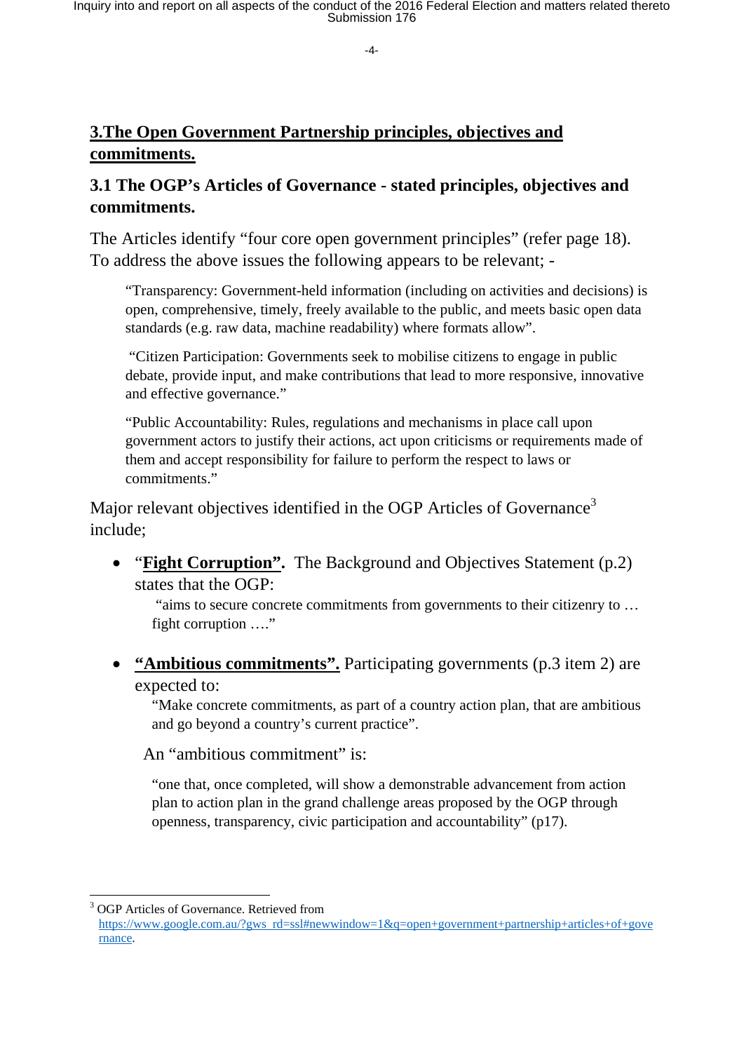## 3.The Open Government Partnership principles, objectives and commitments.

### 3.1 The OGP's Articles of Governance - stated principles, objectives and commitments.

The Articles identify "four core open government principles" (refer page 18). To address the above issues the following appears to be relevant; -

> "Transparency: Government-held information (including on activities and decisions) is open, comprehensive, timely, freely available to the public, and meets basic open data standards (e.g. raw data, machine readability) where formats allow".
>
> "Citizen Participation: Governments seek to mobilise citizens to engage in public debate, provide input, and make contributions that lead to more responsive, innovative and effective governance."
>
> "Public Accountability: Rules, regulations and mechanisms in place call upon government actors to justify their actions, act upon criticisms or requirements made of them and accept responsibility for failure to perform the respect to laws or commitments."

Major relevant objectives identified in the OGP Articles of Governance[3] include;

- "**Fight Corruption**". The Background and Objectives Statement (p.2) states that the OGP:

  > "aims to secure concrete commitments from governments to their citizenry to … fight corruption …."

- **"Ambitious commitments".** Participating governments (p.3 item 2) are expected to:

  > "Make concrete commitments, as part of a country action plan, that are ambitious and go beyond a country's current practice".

  An "ambitious commitment" is:

  > "one that, once completed, will show a demonstrable advancement from action plan to action plan in the grand challenge areas proposed by the OGP through openness, transparency, civic participation and accountability" (p17).

---

[3] OGP Articles of Governance. Retrieved from https://www.google.com.au/?gws_rd=ssl#newwindow=1&q=open+government+partnership+articles+of+governance.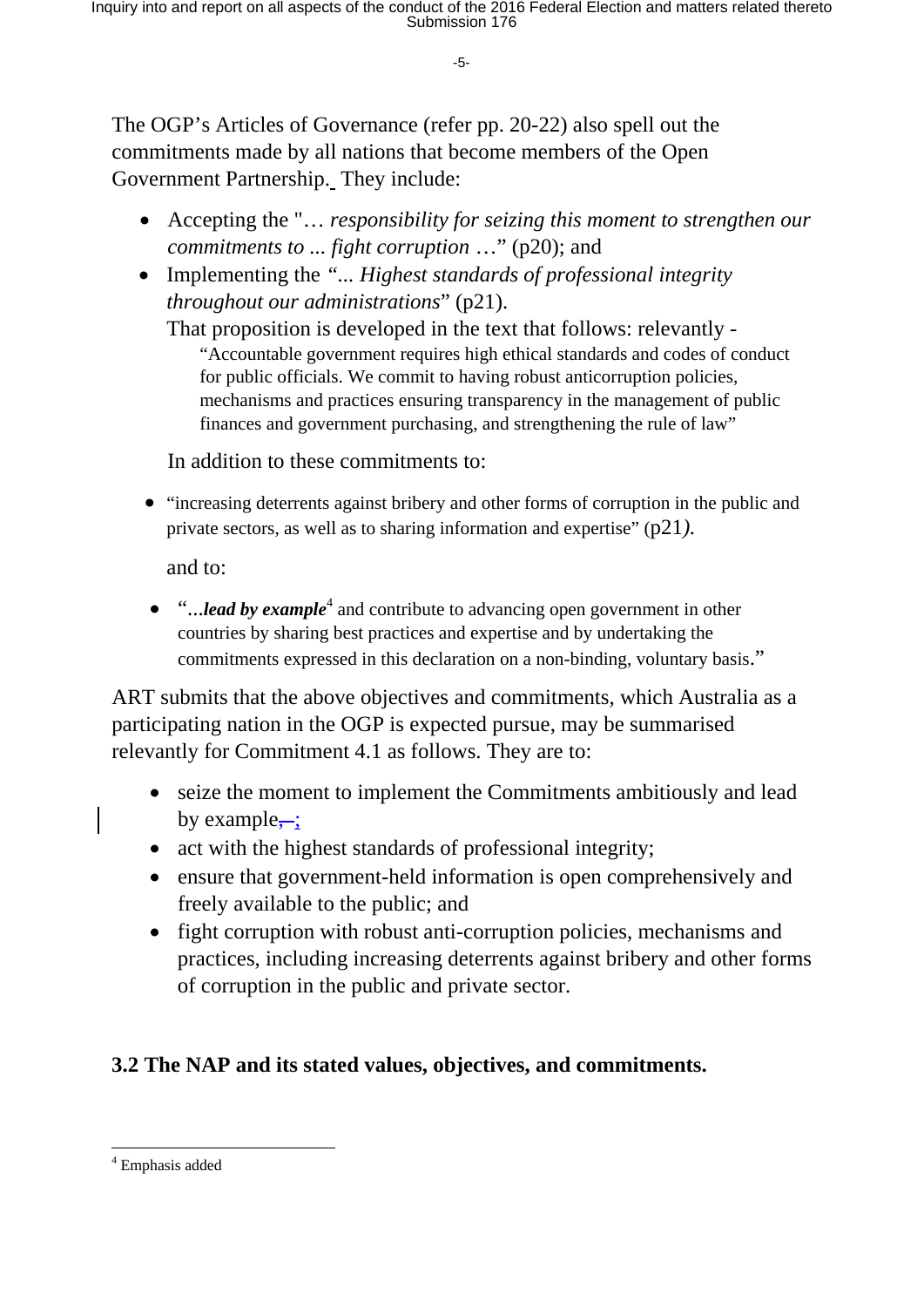The OGP's Articles of Governance (refer pp. 20-22) also spell out the commitments made by all nations that become members of the Open Government Partnership. They include:

- Accepting the "… *responsibility for seizing this moment to strengthen our commitments to ... fight corruption* …" (p20); and
- Implementing the *"... Highest standards of professional integrity throughout our administrations*" (p21).

  That proposition is developed in the text that follows: relevantly -

  > "Accountable government requires high ethical standards and codes of conduct for public officials. We commit to having robust anticorruption policies, mechanisms and practices ensuring transparency in the management of public finances and government purchasing, and strengthening the rule of law"

  In addition to these commitments to:

- "increasing deterrents against bribery and other forms of corruption in the public and private sectors, as well as to sharing information and expertise" (p21*).*

  and to:

- "*…**lead by example***[4] and contribute to advancing open government in other countries by sharing best practices and expertise and by undertaking the commitments expressed in this declaration on a non-binding, voluntary basis."

ART submits that the above objectives and commitments, which Australia as a participating nation in the OGP is expected pursue, may be summarised relevantly for Commitment 4.1 as follows. They are to:

- seize the moment to implement the Commitments ambitiously and lead by example;
- act with the highest standards of professional integrity;
- ensure that government-held information is open comprehensively and freely available to the public; and
- fight corruption with robust anti-corruption policies, mechanisms and practices, including increasing deterrents against bribery and other forms of corruption in the public and private sector.

## 3.2 The NAP and its stated values, objectives, and commitments.

[4] Emphasis added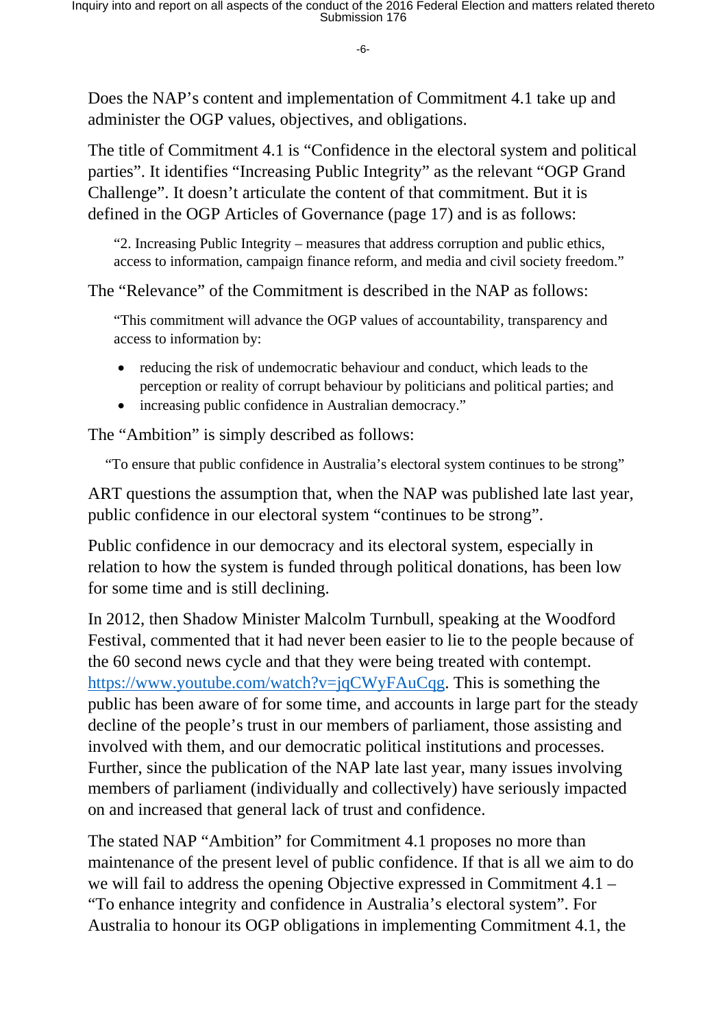Does the NAP's content and implementation of Commitment 4.1 take up and administer the OGP values, objectives, and obligations.

The title of Commitment 4.1 is "Confidence in the electoral system and political parties". It identifies "Increasing Public Integrity" as the relevant "OGP Grand Challenge". It doesn't articulate the content of that commitment. But it is defined in the OGP Articles of Governance (page 17) and is as follows:

> "2. Increasing Public Integrity – measures that address corruption and public ethics, access to information, campaign finance reform, and media and civil society freedom."

The "Relevance" of the Commitment is described in the NAP as follows:

> "This commitment will advance the OGP values of accountability, transparency and access to information by:
>
> - reducing the risk of undemocratic behaviour and conduct, which leads to the perception or reality of corrupt behaviour by politicians and political parties; and
> - increasing public confidence in Australian democracy."

The "Ambition" is simply described as follows:

> "To ensure that public confidence in Australia's electoral system continues to be strong"

ART questions the assumption that, when the NAP was published late last year, public confidence in our electoral system "continues to be strong".

Public confidence in our democracy and its electoral system, especially in relation to how the system is funded through political donations, has been low for some time and is still declining.

In 2012, then Shadow Minister Malcolm Turnbull, speaking at the Woodford Festival, commented that it had never been easier to lie to the people because of the 60 second news cycle and that they were being treated with contempt. https://www.youtube.com/watch?v=jqCWyFAuCqg. This is something the public has been aware of for some time, and accounts in large part for the steady decline of the people's trust in our members of parliament, those assisting and involved with them, and our democratic political institutions and processes. Further, since the publication of the NAP late last year, many issues involving members of parliament (individually and collectively) have seriously impacted on and increased that general lack of trust and confidence.

The stated NAP "Ambition" for Commitment 4.1 proposes no more than maintenance of the present level of public confidence. If that is all we aim to do we will fail to address the opening Objective expressed in Commitment 4.1 – "To enhance integrity and confidence in Australia's electoral system". For Australia to honour its OGP obligations in implementing Commitment 4.1, the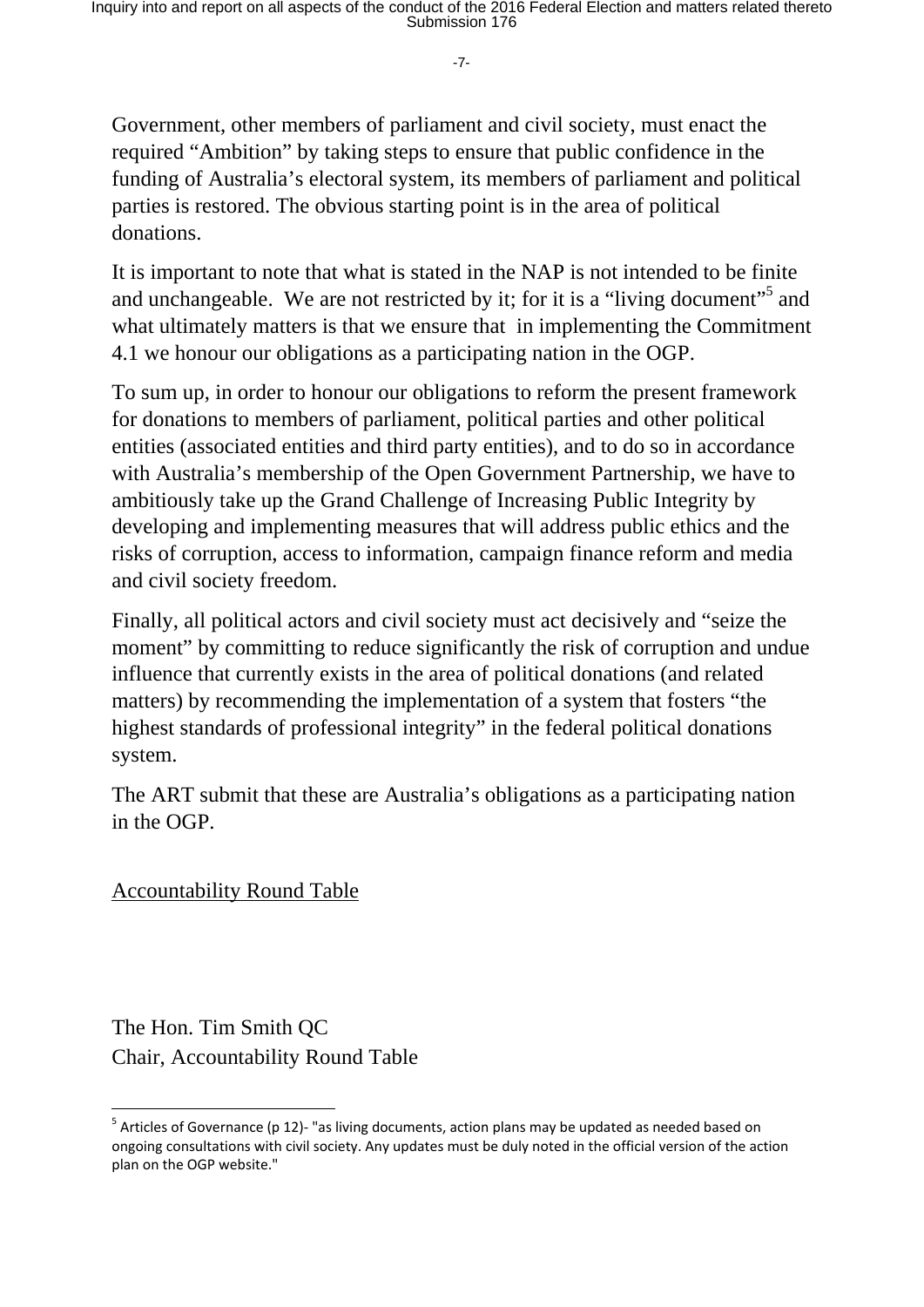Government, other members of parliament and civil society, must enact the required "Ambition" by taking steps to ensure that public confidence in the funding of Australia's electoral system, its members of parliament and political parties is restored. The obvious starting point is in the area of political donations.

It is important to note that what is stated in the NAP is not intended to be finite and unchangeable. We are not restricted by it; for it is a "living document"[5] and what ultimately matters is that we ensure that in implementing the Commitment 4.1 we honour our obligations as a participating nation in the OGP.

To sum up, in order to honour our obligations to reform the present framework for donations to members of parliament, political parties and other political entities (associated entities and third party entities), and to do so in accordance with Australia's membership of the Open Government Partnership, we have to ambitiously take up the Grand Challenge of Increasing Public Integrity by developing and implementing measures that will address public ethics and the risks of corruption, access to information, campaign finance reform and media and civil society freedom.

Finally, all political actors and civil society must act decisively and "seize the moment" by committing to reduce significantly the risk of corruption and undue influence that currently exists in the area of political donations (and related matters) by recommending the implementation of a system that fosters "the highest standards of professional integrity" in the federal political donations system.

The ART submit that these are Australia's obligations as a participating nation in the OGP.

Accountability Round Table

The Hon. Tim Smith QC
Chair, Accountability Round Table

---

[5] Articles of Governance (p 12)- "as living documents, action plans may be updated as needed based on ongoing consultations with civil society. Any updates must be duly noted in the official version of the action plan on the OGP website."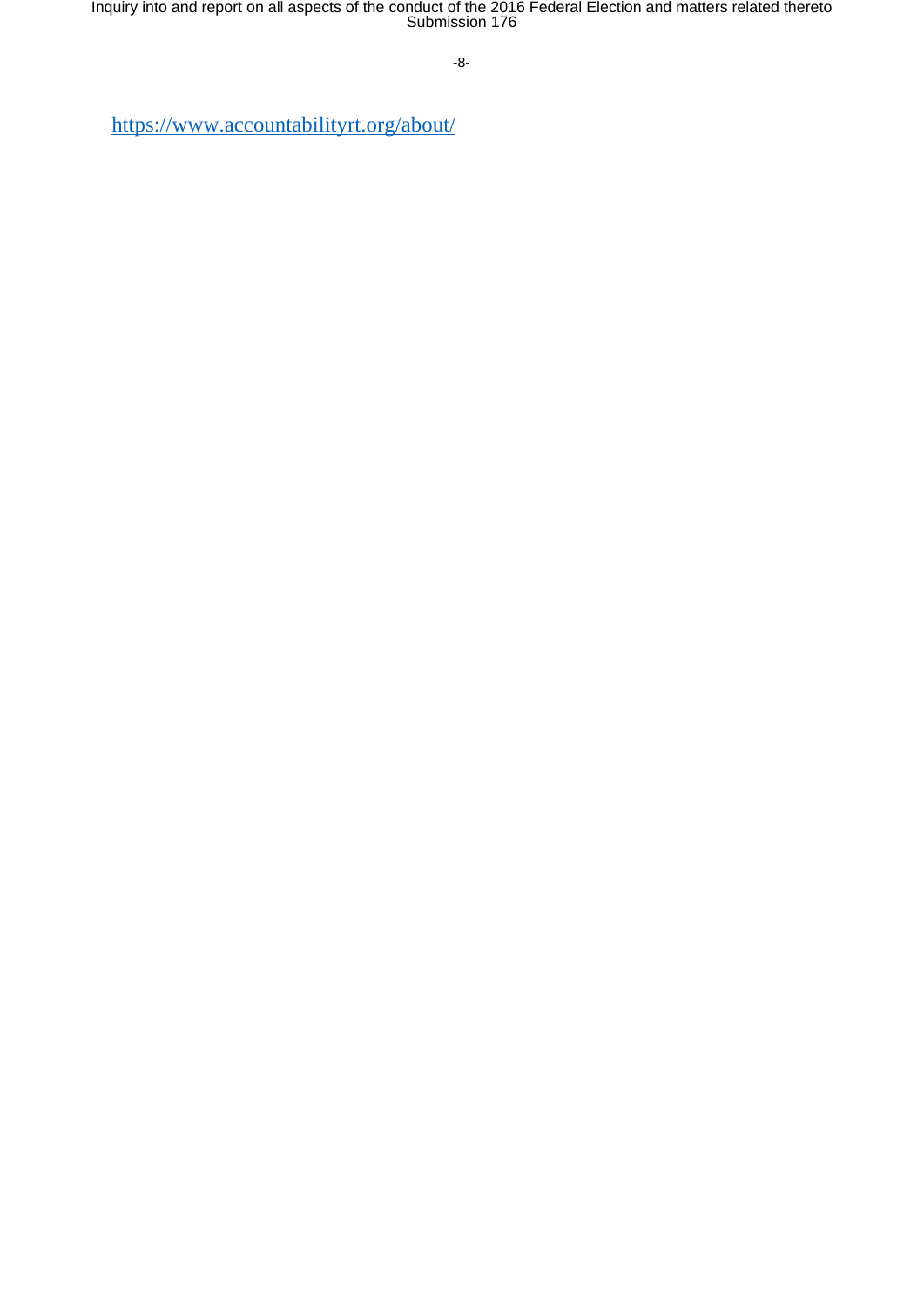https://www.accountabilityrt.org/about/